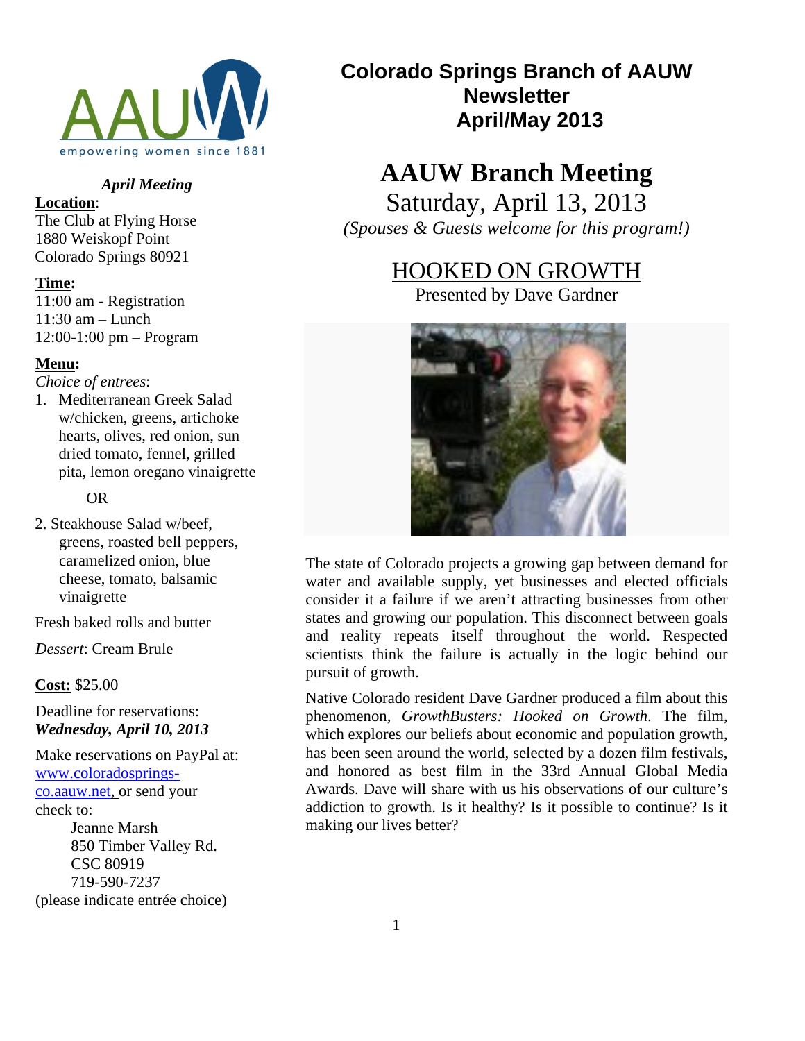empowering women since 1881

# Colorado Springs Branch of AAUW Newsletter April/May 2013

***April Meeting***

**Location**:
The Club at Flying Horse
1880 Weiskopf Point
Colorado Springs 80921

**Time:**
11:00 am - Registration
11:30 am – Lunch
12:00-1:00 pm – Program

**Menu:**
*Choice of entrees*:

1. Mediterranean Greek Salad w/chicken, greens, artichoke hearts, olives, red onion, sun dried tomato, fennel, grilled pita, lemon oregano vinaigrette

OR

2. Steakhouse Salad w/beef, greens, roasted bell peppers, caramelized onion, blue cheese, tomato, balsamic vinaigrette

Fresh baked rolls and butter

*Dessert*: Cream Brule

**Cost:** $25.00

Deadline for reservations:
***Wednesday, April 10, 2013***

Make reservations on PayPal at: www.coloradosprings-co.aauw.net, or send your check to:

Jeanne Marsh
850 Timber Valley Rd.
CSC 80919
719-590-7237

(please indicate entrée choice)

## AAUW Branch Meeting

Saturday, April 13, 2013

*(Spouses & Guests welcome for this program!)*

### HOOKED ON GROWTH

Presented by Dave Gardner

The state of Colorado projects a growing gap between demand for water and available supply, yet businesses and elected officials consider it a failure if we aren't attracting businesses from other states and growing our population. This disconnect between goals and reality repeats itself throughout the world. Respected scientists think the failure is actually in the logic behind our pursuit of growth.

Native Colorado resident Dave Gardner produced a film about this phenomenon, *GrowthBusters: Hooked on Growth.* The film, which explores our beliefs about economic and population growth, has been seen around the world, selected by a dozen film festivals, and honored as best film in the 33rd Annual Global Media Awards. Dave will share with us his observations of our culture's addiction to growth. Is it healthy? Is it possible to continue? Is it making our lives better?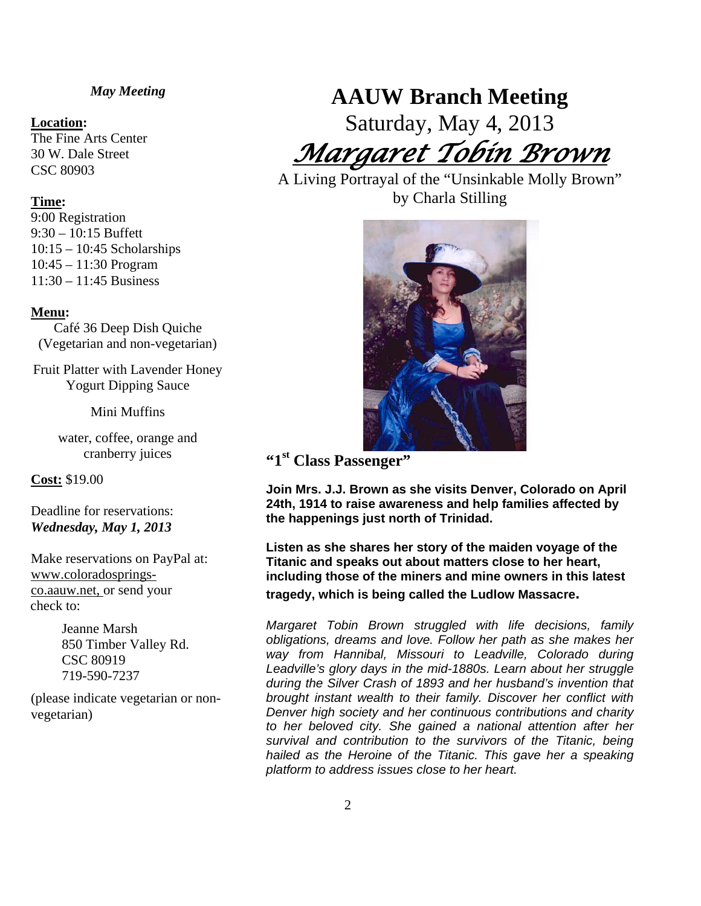*May Meeting*

**Location:**
The Fine Arts Center
30 W. Dale Street
CSC 80903

**Time:**
9:00 Registration
9:30 – 10:15 Buffett
10:15 – 10:45 Scholarships
10:45 – 11:30 Program
11:30 – 11:45 Business

**Menu:**

Café 36 Deep Dish Quiche
(Vegetarian and non-vegetarian)

Fruit Platter with Lavender Honey Yogurt Dipping Sauce

Mini Muffins

water, coffee, orange and cranberry juices

**Cost:** $19.00

Deadline for reservations:
***Wednesday, May 1, 2013***

Make reservations on PayPal at: www.coloradosprings-co.aauw.net, or send your check to:

Jeanne Marsh
850 Timber Valley Rd.
CSC 80919
719-590-7237

(please indicate vegetarian or non-vegetarian)

# AAUW Branch Meeting

Saturday, May 4, 2013

## *Margaret Tobin Brown*

A Living Portrayal of the "Unsinkable Molly Brown"
by Charla Stilling

### "1st Class Passenger"

**Join Mrs. J.J. Brown as she visits Denver, Colorado on April 24th, 1914 to raise awareness and help families affected by the happenings just north of Trinidad.**

**Listen as she shares her story of the maiden voyage of the Titanic and speaks out about matters close to her heart, including those of the miners and mine owners in this latest tragedy, which is being called the Ludlow Massacre.**

*Margaret Tobin Brown struggled with life decisions, family obligations, dreams and love. Follow her path as she makes her way from Hannibal, Missouri to Leadville, Colorado during Leadville's glory days in the mid-1880s. Learn about her struggle during the Silver Crash of 1893 and her husband's invention that brought instant wealth to their family. Discover her conflict with Denver high society and her continuous contributions and charity to her beloved city. She gained a national attention after her survival and contribution to the survivors of the Titanic, being hailed as the Heroine of the Titanic. This gave her a speaking platform to address issues close to her heart.*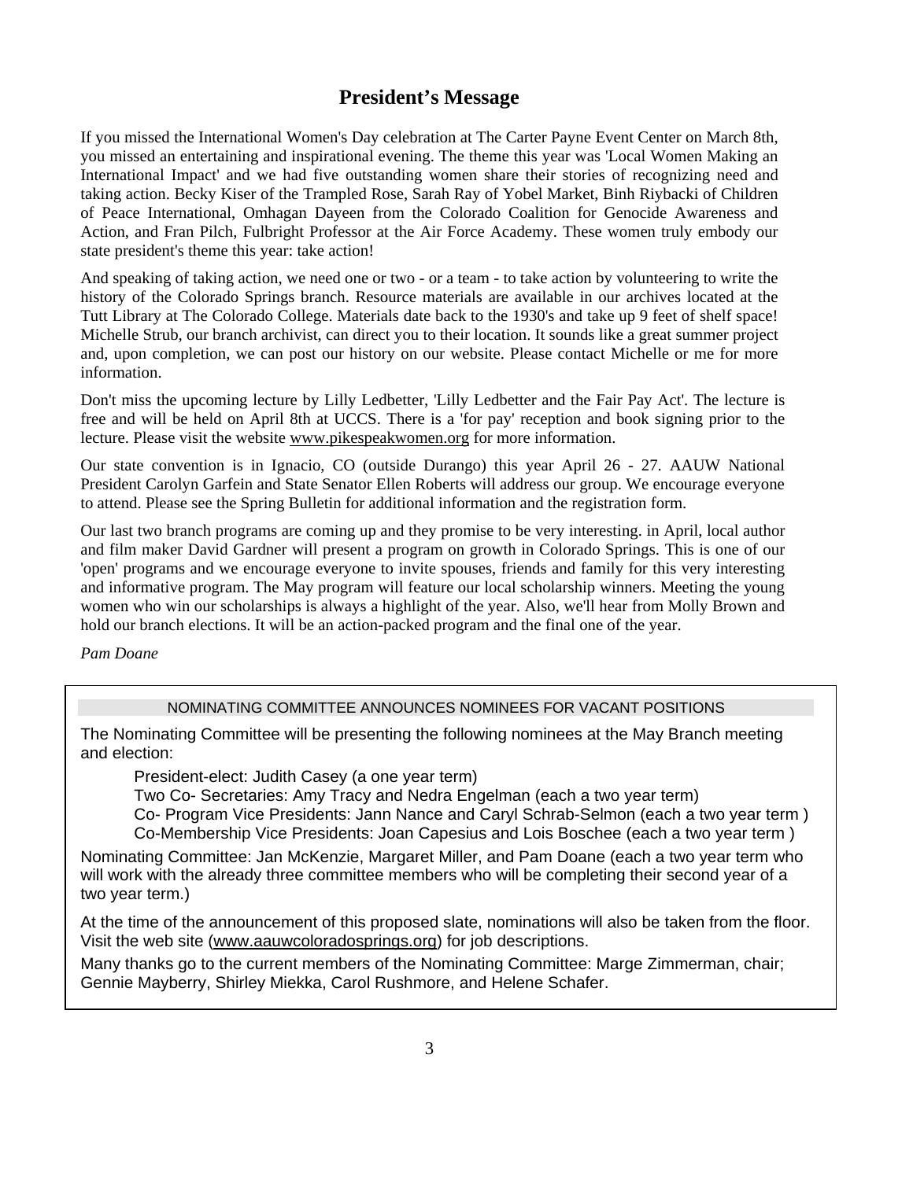## President's Message

If you missed the International Women's Day celebration at The Carter Payne Event Center on March 8th, you missed an entertaining and inspirational evening. The theme this year was 'Local Women Making an International Impact' and we had five outstanding women share their stories of recognizing need and taking action. Becky Kiser of the Trampled Rose, Sarah Ray of Yobel Market, Binh Riybacki of Children of Peace International, Omhagan Dayeen from the Colorado Coalition for Genocide Awareness and Action, and Fran Pilch, Fulbright Professor at the Air Force Academy. These women truly embody our state president's theme this year: take action!

And speaking of taking action, we need one or two - or a team - to take action by volunteering to write the history of the Colorado Springs branch. Resource materials are available in our archives located at the Tutt Library at The Colorado College. Materials date back to the 1930's and take up 9 feet of shelf space! Michelle Strub, our branch archivist, can direct you to their location. It sounds like a great summer project and, upon completion, we can post our history on our website. Please contact Michelle or me for more information.

Don't miss the upcoming lecture by Lilly Ledbetter, 'Lilly Ledbetter and the Fair Pay Act'. The lecture is free and will be held on April 8th at UCCS. There is a 'for pay' reception and book signing prior to the lecture. Please visit the website www.pikespeakwomen.org for more information.

Our state convention is in Ignacio, CO (outside Durango) this year April 26 - 27. AAUW National President Carolyn Garfein and State Senator Ellen Roberts will address our group. We encourage everyone to attend. Please see the Spring Bulletin for additional information and the registration form.

Our last two branch programs are coming up and they promise to be very interesting. in April, local author and film maker David Gardner will present a program on growth in Colorado Springs. This is one of our 'open' programs and we encourage everyone to invite spouses, friends and family for this very interesting and informative program. The May program will feature our local scholarship winners. Meeting the young women who win our scholarships is always a highlight of the year. Also, we'll hear from Molly Brown and hold our branch elections. It will be an action-packed program and the final one of the year.

*Pam Doane*

### NOMINATING COMMITTEE ANNOUNCES NOMINEES FOR VACANT POSITIONS

The Nominating Committee will be presenting the following nominees at the May Branch meeting and election:

- President-elect: Judith Casey (a one year term)
- Two Co- Secretaries: Amy Tracy and Nedra Engelman (each a two year term)
- Co- Program Vice Presidents: Jann Nance and Caryl Schrab-Selmon (each a two year term )
- Co-Membership Vice Presidents: Joan Capesius and Lois Boschee (each a two year term )

Nominating Committee: Jan McKenzie, Margaret Miller, and Pam Doane (each a two year term who will work with the already three committee members who will be completing their second year of a two year term.)

At the time of the announcement of this proposed slate, nominations will also be taken from the floor. Visit the web site (www.aauwcoloradosprings.org) for job descriptions.

Many thanks go to the current members of the Nominating Committee: Marge Zimmerman, chair; Gennie Mayberry, Shirley Miekka, Carol Rushmore, and Helene Schafer.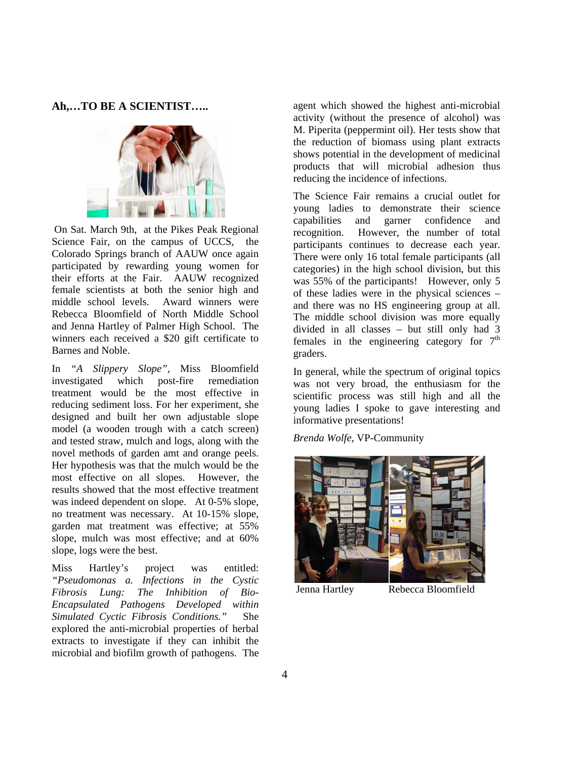### Ah,…TO BE A SCIENTIST…..

On Sat. March 9th, at the Pikes Peak Regional Science Fair, on the campus of UCCS, the Colorado Springs branch of AAUW once again participated by rewarding young women for their efforts at the Fair. AAUW recognized female scientists at both the senior high and middle school levels. Award winners were Rebecca Bloomfield of North Middle School and Jenna Hartley of Palmer High School. The winners each received a $20 gift certificate to Barnes and Noble.

In *"A Slippery Slope"*, Miss Bloomfield investigated which post-fire remediation treatment would be the most effective in reducing sediment loss. For her experiment, she designed and built her own adjustable slope model (a wooden trough with a catch screen) and tested straw, mulch and logs, along with the novel methods of garden amt and orange peels. Her hypothesis was that the mulch would be the most effective on all slopes. However, the results showed that the most effective treatment was indeed dependent on slope. At 0-5% slope, no treatment was necessary. At 10-15% slope, garden mat treatment was effective; at 55% slope, mulch was most effective; and at 60% slope, logs were the best.

Miss Hartley's project was entitled: *"Pseudomonas a. Infections in the Cystic Fibrosis Lung: The Inhibition of Bio-Encapsulated Pathogens Developed within Simulated Cyctic Fibrosis Conditions."* She explored the anti-microbial properties of herbal extracts to investigate if they can inhibit the microbial and biofilm growth of pathogens. The agent which showed the highest anti-microbial activity (without the presence of alcohol) was M. Piperita (peppermint oil). Her tests show that the reduction of biomass using plant extracts shows potential in the development of medicinal products that will microbial adhesion thus reducing the incidence of infections.

The Science Fair remains a crucial outlet for young ladies to demonstrate their science capabilities and garner confidence and recognition. However, the number of total participants continues to decrease each year. There were only 16 total female participants (all categories) in the high school division, but this was 55% of the participants! However, only 5 of these ladies were in the physical sciences – and there was no HS engineering group at all. The middle school division was more equally divided in all classes – but still only had 3 females in the engineering category for 7th graders.

In general, while the spectrum of original topics was not very broad, the enthusiasm for the scientific process was still high and all the young ladies I spoke to gave interesting and informative presentations!

*Brenda Wolfe*, VP-Community

Jenna Hartley Rebecca Bloomfield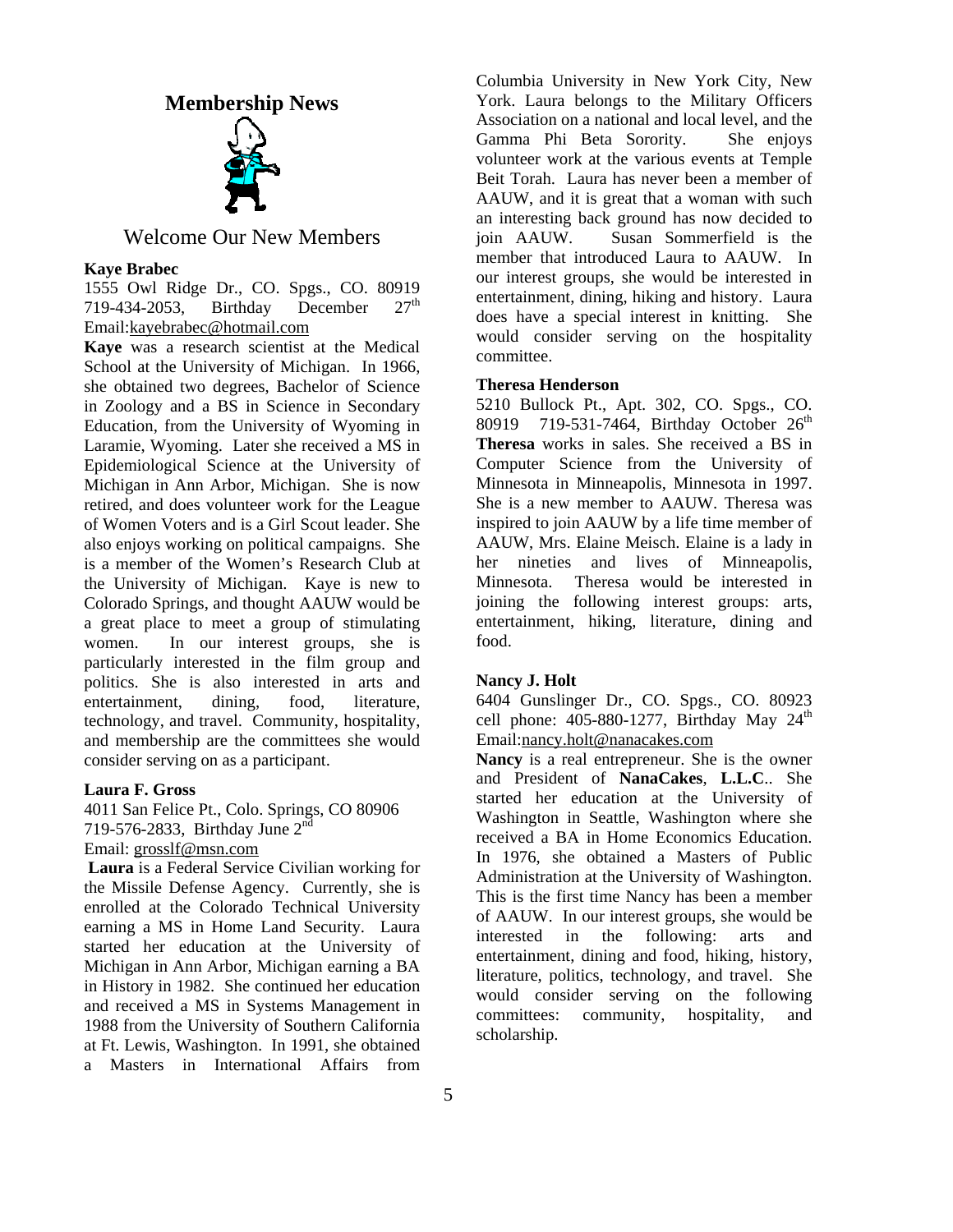## Membership News

### Welcome Our New Members

**Kaye Brabec**

1555 Owl Ridge Dr., CO. Spgs., CO. 80919 719-434-2053, Birthday December 27th Email:kayebrabec@hotmail.com

**Kaye** was a research scientist at the Medical School at the University of Michigan. In 1966, she obtained two degrees, Bachelor of Science in Zoology and a BS in Science in Secondary Education, from the University of Wyoming in Laramie, Wyoming. Later she received a MS in Epidemiological Science at the University of Michigan in Ann Arbor, Michigan. She is now retired, and does volunteer work for the League of Women Voters and is a Girl Scout leader. She also enjoys working on political campaigns. She is a member of the Women's Research Club at the University of Michigan. Kaye is new to Colorado Springs, and thought AAUW would be a great place to meet a group of stimulating women. In our interest groups, she is particularly interested in the film group and politics. She is also interested in arts and entertainment, dining, food, literature, technology, and travel. Community, hospitality, and membership are the committees she would consider serving on as a participant.

**Laura F. Gross**

4011 San Felice Pt., Colo. Springs, CO 80906
719-576-2833, Birthday June 2nd
Email: grosslf@msn.com

**Laura** is a Federal Service Civilian working for the Missile Defense Agency. Currently, she is enrolled at the Colorado Technical University earning a MS in Home Land Security. Laura started her education at the University of Michigan in Ann Arbor, Michigan earning a BA in History in 1982. She continued her education and received a MS in Systems Management in 1988 from the University of Southern California at Ft. Lewis, Washington. In 1991, she obtained a Masters in International Affairs from Columbia University in New York City, New York. Laura belongs to the Military Officers Association on a national and local level, and the Gamma Phi Beta Sorority. She enjoys volunteer work at the various events at Temple Beit Torah. Laura has never been a member of AAUW, and it is great that a woman with such an interesting back ground has now decided to join AAUW. Susan Sommerfield is the member that introduced Laura to AAUW. In our interest groups, she would be interested in entertainment, dining, hiking and history. Laura does have a special interest in knitting. She would consider serving on the hospitality committee.

**Theresa Henderson**

5210 Bullock Pt., Apt. 302, CO. Spgs., CO. 80919 719-531-7464, Birthday October 26th

**Theresa** works in sales. She received a BS in Computer Science from the University of Minnesota in Minneapolis, Minnesota in 1997. She is a new member to AAUW. Theresa was inspired to join AAUW by a life time member of AAUW, Mrs. Elaine Meisch. Elaine is a lady in her nineties and lives of Minneapolis, Minnesota. Theresa would be interested in joining the following interest groups: arts, entertainment, hiking, literature, dining and food.

**Nancy J. Holt**

6404 Gunslinger Dr., CO. Spgs., CO. 80923 cell phone: 405-880-1277, Birthday May 24th Email:nancy.holt@nanacakes.com

**Nancy** is a real entrepreneur. She is the owner and President of **NanaCakes**, **L.L.C**.. She started her education at the University of Washington in Seattle, Washington where she received a BA in Home Economics Education. In 1976, she obtained a Masters of Public Administration at the University of Washington. This is the first time Nancy has been a member of AAUW. In our interest groups, she would be interested in the following: arts and entertainment, dining and food, hiking, history, literature, politics, technology, and travel. She would consider serving on the following committees: community, hospitality, and scholarship.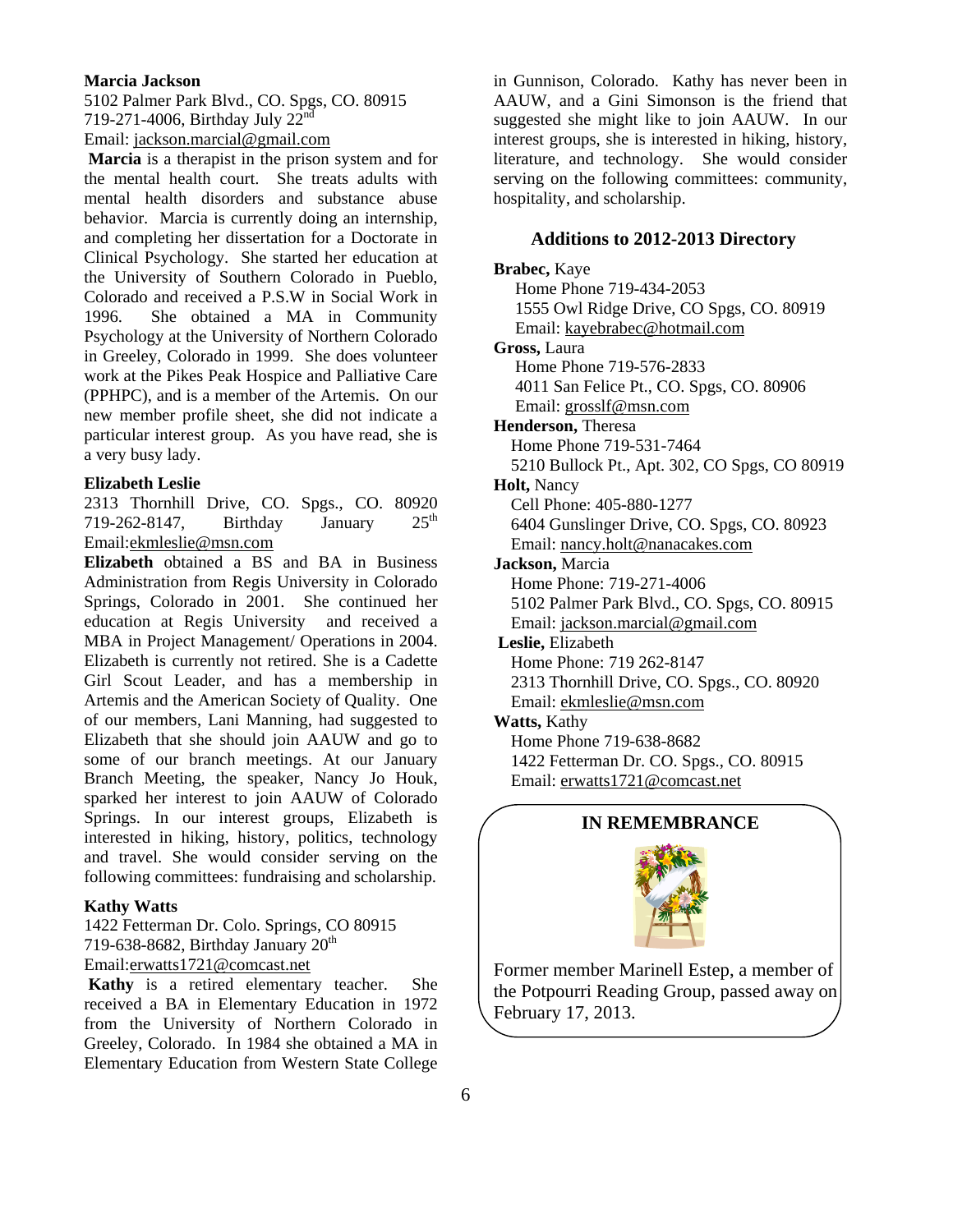**Marcia Jackson**

5102 Palmer Park Blvd., CO. Spgs, CO. 80915
719-271-4006, Birthday July 22nd
Email: jackson.marcial@gmail.com

**Marcia** is a therapist in the prison system and for the mental health court. She treats adults with mental health disorders and substance abuse behavior. Marcia is currently doing an internship, and completing her dissertation for a Doctorate in Clinical Psychology. She started her education at the University of Southern Colorado in Pueblo, Colorado and received a P.S.W in Social Work in 1996. She obtained a MA in Community Psychology at the University of Northern Colorado in Greeley, Colorado in 1999. She does volunteer work at the Pikes Peak Hospice and Palliative Care (PPHPC), and is a member of the Artemis. On our new member profile sheet, she did not indicate a particular interest group. As you have read, she is a very busy lady.

**Elizabeth Leslie**

2313 Thornhill Drive, CO. Spgs., CO. 80920
719-262-8147, Birthday January 25th
Email:ekmleslie@msn.com

**Elizabeth** obtained a BS and BA in Business Administration from Regis University in Colorado Springs, Colorado in 2001. She continued her education at Regis University and received a MBA in Project Management/ Operations in 2004. Elizabeth is currently not retired. She is a Cadette Girl Scout Leader, and has a membership in Artemis and the American Society of Quality. One of our members, Lani Manning, had suggested to Elizabeth that she should join AAUW and go to some of our branch meetings. At our January Branch Meeting, the speaker, Nancy Jo Houk, sparked her interest to join AAUW of Colorado Springs. In our interest groups, Elizabeth is interested in hiking, history, politics, technology and travel. She would consider serving on the following committees: fundraising and scholarship.

**Kathy Watts**

1422 Fetterman Dr. Colo. Springs, CO 80915
719-638-8682, Birthday January 20th
Email:erwatts1721@comcast.net

**Kathy** is a retired elementary teacher. She received a BA in Elementary Education in 1972 from the University of Northern Colorado in Greeley, Colorado. In 1984 she obtained a MA in Elementary Education from Western State College in Gunnison, Colorado. Kathy has never been in AAUW, and a Gini Simonson is the friend that suggested she might like to join AAUW. In our interest groups, she is interested in hiking, history, literature, and technology. She would consider serving on the following committees: community, hospitality, and scholarship.

## Additions to 2012-2013 Directory

**Brabec,** Kaye
Home Phone 719-434-2053
1555 Owl Ridge Drive, CO Spgs, CO. 80919
Email: kayebrabec@hotmail.com

**Gross,** Laura
Home Phone 719-576-2833
4011 San Felice Pt., CO. Spgs, CO. 80906
Email: grosslf@msn.com

**Henderson,** Theresa
Home Phone 719-531-7464
5210 Bullock Pt., Apt. 302, CO Spgs, CO 80919

**Holt,** Nancy
Cell Phone: 405-880-1277
6404 Gunslinger Drive, CO. Spgs, CO. 80923
Email: nancy.holt@nanacakes.com

**Jackson,** Marcia
Home Phone: 719-271-4006
5102 Palmer Park Blvd., CO. Spgs, CO. 80915
Email: jackson.marcial@gmail.com

**Leslie,** Elizabeth
Home Phone: 719 262-8147
2313 Thornhill Drive, CO. Spgs., CO. 80920
Email: ekmleslie@msn.com

**Watts,** Kathy
Home Phone 719-638-8682
1422 Fetterman Dr. CO. Spgs., CO. 80915
Email: erwatts1721@comcast.net

## IN REMEMBRANCE

Former member Marinell Estep, a member of the Potpourri Reading Group, passed away on February 17, 2013.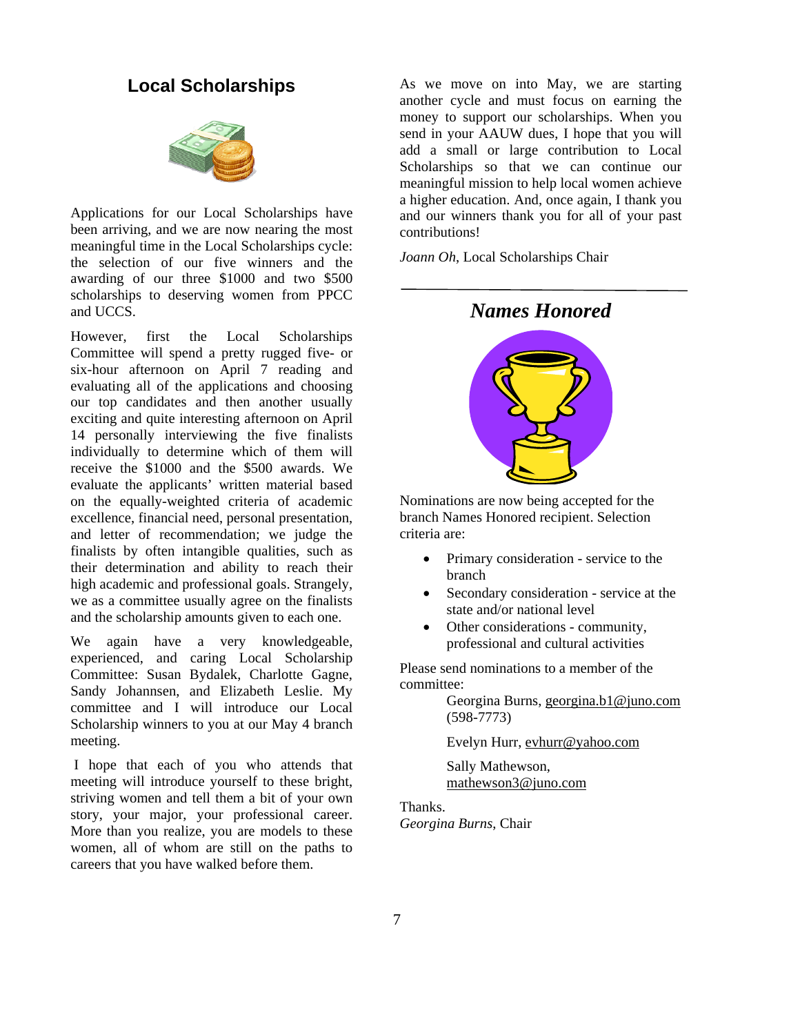## Local Scholarships

Applications for our Local Scholarships have been arriving, and we are now nearing the most meaningful time in the Local Scholarships cycle: the selection of our five winners and the awarding of our three $1000 and two $500 scholarships to deserving women from PPCC and UCCS.

However, first the Local Scholarships Committee will spend a pretty rugged five- or six-hour afternoon on April 7 reading and evaluating all of the applications and choosing our top candidates and then another usually exciting and quite interesting afternoon on April 14 personally interviewing the five finalists individually to determine which of them will receive the $1000 and the $500 awards. We evaluate the applicants' written material based on the equally-weighted criteria of academic excellence, financial need, personal presentation, and letter of recommendation; we judge the finalists by often intangible qualities, such as their determination and ability to reach their high academic and professional goals. Strangely, we as a committee usually agree on the finalists and the scholarship amounts given to each one.

We again have a very knowledgeable, experienced, and caring Local Scholarship Committee: Susan Bydalek, Charlotte Gagne, Sandy Johannsen, and Elizabeth Leslie. My committee and I will introduce our Local Scholarship winners to you at our May 4 branch meeting.

I hope that each of you who attends that meeting will introduce yourself to these bright, striving women and tell them a bit of your own story, your major, your professional career. More than you realize, you are models to these women, all of whom are still on the paths to careers that you have walked before them.

As we move on into May, we are starting another cycle and must focus on earning the money to support our scholarships. When you send in your AAUW dues, I hope that you will add a small or large contribution to Local Scholarships so that we can continue our meaningful mission to help local women achieve a higher education. And, once again, I thank you and our winners thank you for all of your past contributions!

*Joann Oh*, Local Scholarships Chair

---

## *Names Honored*

Nominations are now being accepted for the branch Names Honored recipient. Selection criteria are:

- Primary consideration - service to the branch
- Secondary consideration - service at the state and/or national level
- Other considerations - community, professional and cultural activities

Please send nominations to a member of the committee:

Georgina Burns, georgina.b1@juno.com (598-7773)

Evelyn Hurr, evhurr@yahoo.com

Sally Mathewson, mathewson3@juno.com

Thanks.
*Georgina Burns*, Chair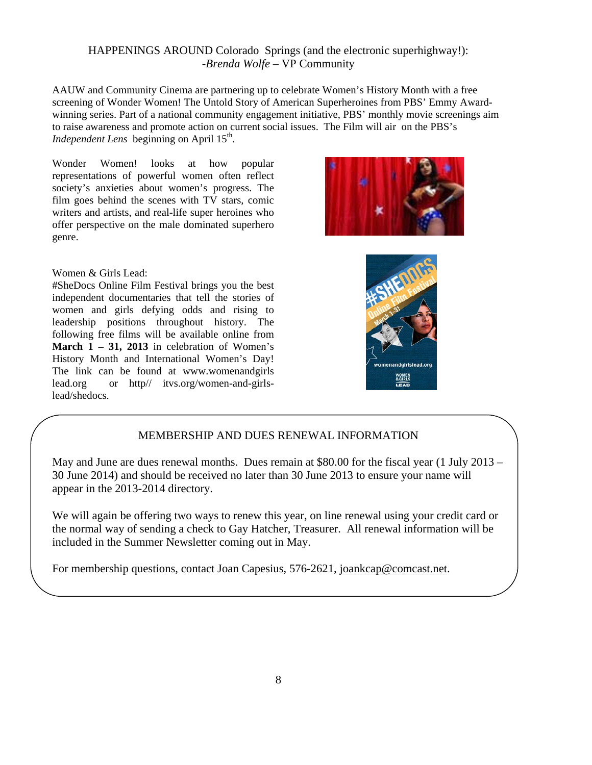HAPPENINGS AROUND Colorado Springs (and the electronic superhighway!):
-*Brenda Wolfe* – VP Community

AAUW and Community Cinema are partnering up to celebrate Women's History Month with a free screening of Wonder Women! The Untold Story of American Superheroines from PBS' Emmy Award-winning series. Part of a national community engagement initiative, PBS' monthly movie screenings aim to raise awareness and promote action on current social issues. The Film will air on the PBS's *Independent Lens* beginning on April 15th.

Wonder Women! looks at how popular representations of powerful women often reflect society's anxieties about women's progress. The film goes behind the scenes with TV stars, comic writers and artists, and real-life super heroines who offer perspective on the male dominated superhero genre.

Women & Girls Lead:
#SheDocs Online Film Festival brings you the best independent documentaries that tell the stories of women and girls defying odds and rising to leadership positions throughout history. The following free films will be available online from **March 1 – 31, 2013** in celebration of Women's History Month and International Women's Day! The link can be found at www.womenandgirls lead.org or http// itvs.org/women-and-girls-lead/shedocs.

## MEMBERSHIP AND DUES RENEWAL INFORMATION

May and June are dues renewal months. Dues remain at $80.00 for the fiscal year (1 July 2013 – 30 June 2014) and should be received no later than 30 June 2013 to ensure your name will appear in the 2013-2014 directory.

We will again be offering two ways to renew this year, on line renewal using your credit card or the normal way of sending a check to Gay Hatcher, Treasurer. All renewal information will be included in the Summer Newsletter coming out in May.

For membership questions, contact Joan Capesius, 576-2621, joankcap@comcast.net.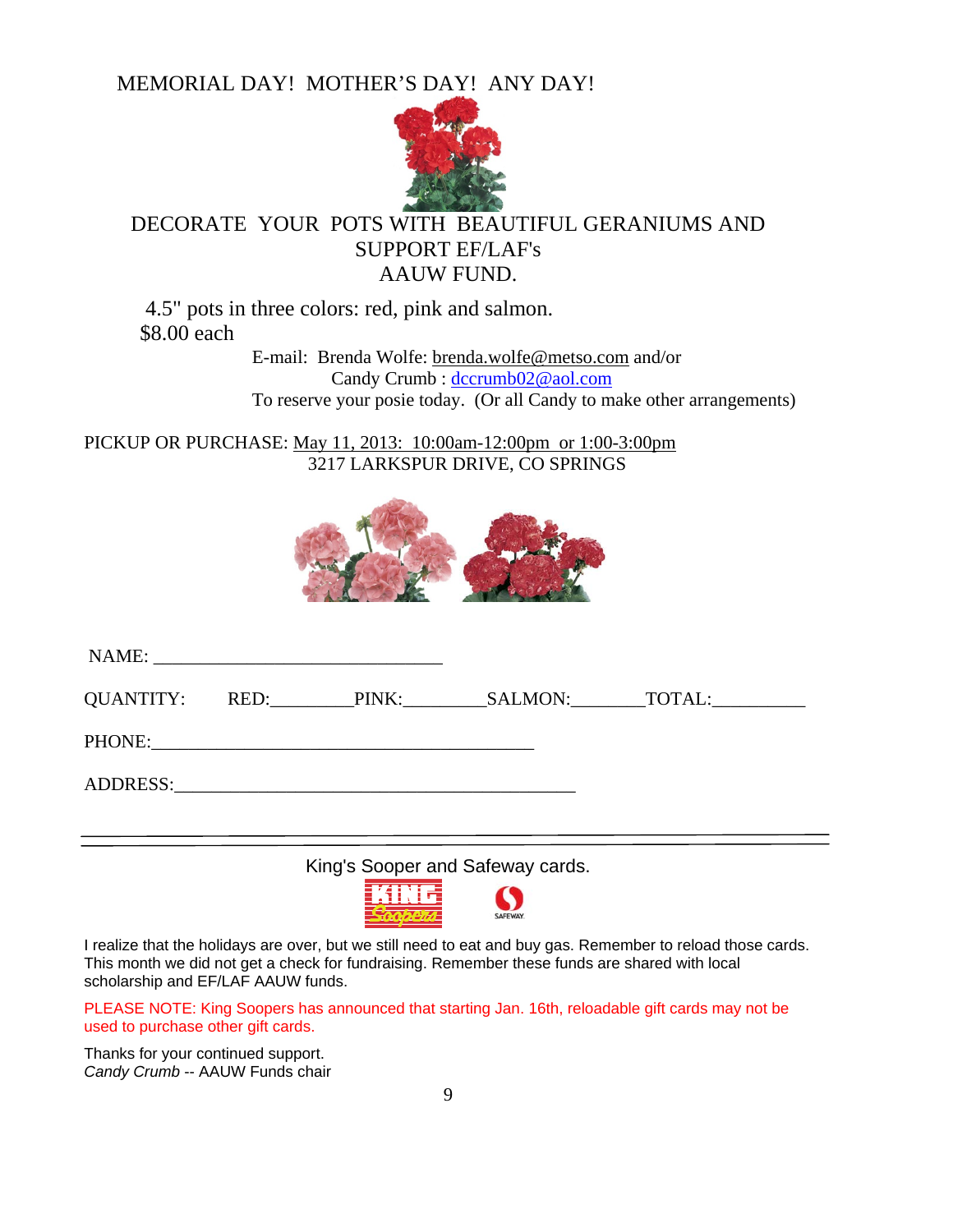MEMORIAL DAY! MOTHER'S DAY! ANY DAY!

DECORATE YOUR POTS WITH BEAUTIFUL GERANIUMS AND SUPPORT EF/LAF's AAUW FUND.

4.5" pots in three colors: red, pink and salmon.
$8.00 each

E-mail: Brenda Wolfe: brenda.wolfe@metso.com and/or
Candy Crumb : dccrumb02@aol.com
To reserve your posie today. (Or all Candy to make other arrangements)

PICKUP OR PURCHASE: May 11, 2013: 10:00am-12:00pm or 1:00-3:00pm
3217 LARKSPUR DRIVE, CO SPRINGS

NAME: ______________________________

QUANTITY: RED:________PINK:________SALMON:_______TOTAL:_________

PHONE:________________________________________

ADDRESS:__________________________________________

---

King's Sooper and Safeway cards.

I realize that the holidays are over, but we still need to eat and buy gas. Remember to reload those cards. This month we did not get a check for fundraising. Remember these funds are shared with local scholarship and EF/LAF AAUW funds.

PLEASE NOTE: King Soopers has announced that starting Jan. 16th, reloadable gift cards may not be used to purchase other gift cards.

Thanks for your continued support.
*Candy Crumb* -- AAUW Funds chair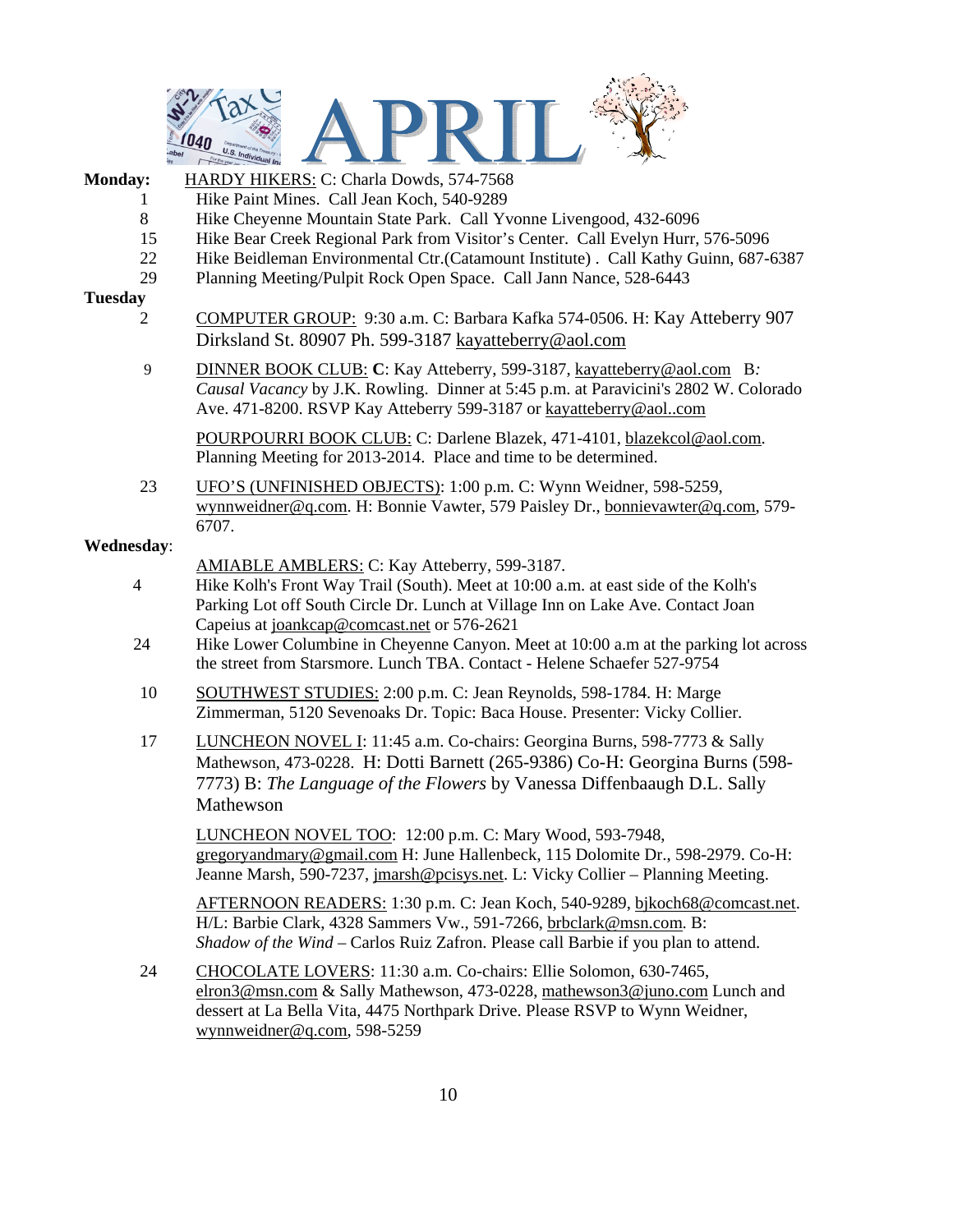# APRIL

**Monday:** HARDY HIKERS: C: Charla Dowds, 574-7568

1 Hike Paint Mines. Call Jean Koch, 540-9289

8 Hike Cheyenne Mountain State Park. Call Yvonne Livengood, 432-6096

15 Hike Bear Creek Regional Park from Visitor's Center. Call Evelyn Hurr, 576-5096

22 Hike Beidleman Environmental Ctr.(Catamount Institute) . Call Kathy Guinn, 687-6387

29 Planning Meeting/Pulpit Rock Open Space. Call Jann Nance, 528-6443

**Tuesday**

2 COMPUTER GROUP: 9:30 a.m. C: Barbara Kafka 574-0506. H: Kay Atteberry 907 Dirksland St. 80907 Ph. 599-3187 kayatteberry@aol.com

9 DINNER BOOK CLUB: **C**: Kay Atteberry, 599-3187, kayatteberry@aol.com B: *Causal Vacancy* by J.K. Rowling. Dinner at 5:45 p.m. at Paravicini's 2802 W. Colorado Ave. 471-8200. RSVP Kay Atteberry 599-3187 or kayatteberry@aol..com

POURPOURRI BOOK CLUB: C: Darlene Blazek, 471-4101, blazekcol@aol.com. Planning Meeting for 2013-2014. Place and time to be determined.

23 UFO'S (UNFINISHED OBJECTS): 1:00 p.m. C: Wynn Weidner, 598-5259, wynnweidner@q.com. H: Bonnie Vawter, 579 Paisley Dr., bonnievawter@q.com, 579-6707.

**Wednesday**:

AMIABLE AMBLERS: C: Kay Atteberry, 599-3187.

4 Hike Kolh's Front Way Trail (South). Meet at 10:00 a.m. at east side of the Kolh's Parking Lot off South Circle Dr. Lunch at Village Inn on Lake Ave. Contact Joan Capeius at joankcap@comcast.net or 576-2621

24 Hike Lower Columbine in Cheyenne Canyon. Meet at 10:00 a.m at the parking lot across the street from Starsmore. Lunch TBA. Contact - Helene Schaefer 527-9754

10 SOUTHWEST STUDIES: 2:00 p.m. C: Jean Reynolds, 598-1784. H: Marge Zimmerman, 5120 Sevenoaks Dr. Topic: Baca House. Presenter: Vicky Collier.

17 LUNCHEON NOVEL I: 11:45 a.m. Co-chairs: Georgina Burns, 598-7773 & Sally Mathewson, 473-0228. H: Dotti Barnett (265-9386) Co-H: Georgina Burns (598-7773) B: *The Language of the Flowers* by Vanessa Diffenbaaugh D.L. Sally Mathewson

LUNCHEON NOVEL TOO: 12:00 p.m. C: Mary Wood, 593-7948, gregoryandmary@gmail.com H: June Hallenbeck, 115 Dolomite Dr., 598-2979. Co-H: Jeanne Marsh, 590-7237, jmarsh@pcisys.net. L: Vicky Collier – Planning Meeting.

AFTERNOON READERS: 1:30 p.m. C: Jean Koch, 540-9289, bjkoch68@comcast.net. H/L: Barbie Clark, 4328 Sammers Vw., 591-7266, brbclark@msn.com. B: *Shadow of the Wind* – Carlos Ruiz Zafron. Please call Barbie if you plan to attend.

24 CHOCOLATE LOVERS: 11:30 a.m. Co-chairs: Ellie Solomon, 630-7465, elron3@msn.com & Sally Mathewson, 473-0228, mathewson3@juno.com Lunch and dessert at La Bella Vita, 4475 Northpark Drive. Please RSVP to Wynn Weidner, wynnweidner@q.com, 598-5259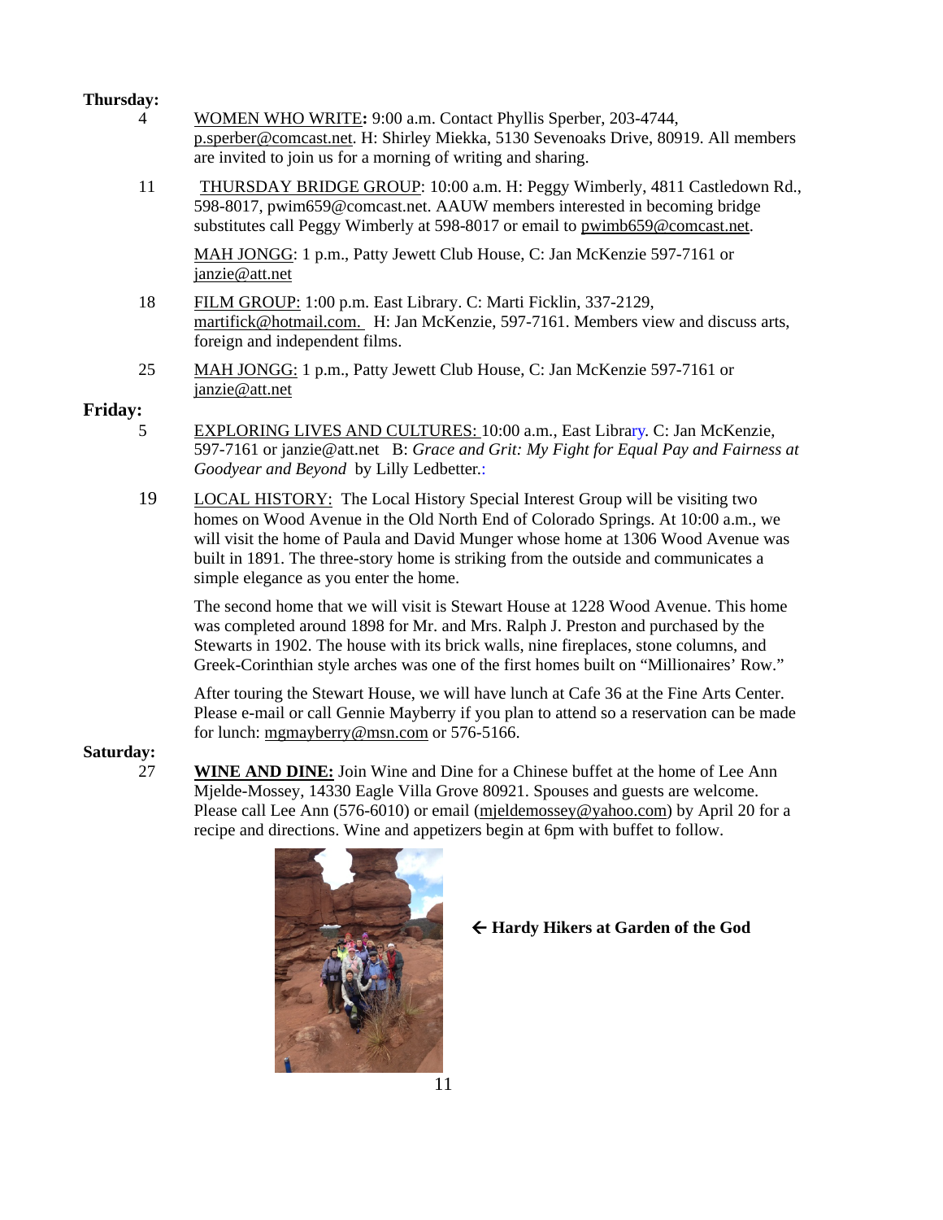**Thursday:**

4 WOMEN WHO WRITE**:** 9:00 a.m. Contact Phyllis Sperber, 203-4744, p.sperber@comcast.net. H: Shirley Miekka, 5130 Sevenoaks Drive, 80919. All members are invited to join us for a morning of writing and sharing.

11 THURSDAY BRIDGE GROUP: 10:00 a.m. H: Peggy Wimberly, 4811 Castledown Rd., 598-8017, pwim659@comcast.net. AAUW members interested in becoming bridge substitutes call Peggy Wimberly at 598-8017 or email to pwimb659@comcast.net.

MAH JONGG: 1 p.m., Patty Jewett Club House, C: Jan McKenzie 597-7161 or janzie@att.net

18 FILM GROUP: 1:00 p.m. East Library. C: Marti Ficklin, 337-2129, martifick@hotmail.com. H: Jan McKenzie, 597-7161. Members view and discuss arts, foreign and independent films.

25 MAH JONGG: 1 p.m., Patty Jewett Club House, C: Jan McKenzie 597-7161 or janzie@att.net

**Friday:**

5 EXPLORING LIVES AND CULTURES: 10:00 a.m., East Library. C: Jan McKenzie, 597-7161 or janzie@att.net B: *Grace and Grit: My Fight for Equal Pay and Fairness at Goodyear and Beyond* by Lilly Ledbetter.:

19 LOCAL HISTORY: The Local History Special Interest Group will be visiting two homes on Wood Avenue in the Old North End of Colorado Springs. At 10:00 a.m., we will visit the home of Paula and David Munger whose home at 1306 Wood Avenue was built in 1891. The three-story home is striking from the outside and communicates a simple elegance as you enter the home.

The second home that we will visit is Stewart House at 1228 Wood Avenue. This home was completed around 1898 for Mr. and Mrs. Ralph J. Preston and purchased by the Stewarts in 1902. The house with its brick walls, nine fireplaces, stone columns, and Greek-Corinthian style arches was one of the first homes built on "Millionaires' Row."

After touring the Stewart House, we will have lunch at Cafe 36 at the Fine Arts Center. Please e-mail or call Gennie Mayberry if you plan to attend so a reservation can be made for lunch: mgmayberry@msn.com or 576-5166.

**Saturday:**

27 **WINE AND DINE:** Join Wine and Dine for a Chinese buffet at the home of Lee Ann Mjelde-Mossey, 14330 Eagle Villa Grove 80921. Spouses and guests are welcome. Please call Lee Ann (576-6010) or email (mjeldemossey@yahoo.com) by April 20 for a recipe and directions. Wine and appetizers begin at 6pm with buffet to follow.

**← Hardy Hikers at Garden of the God**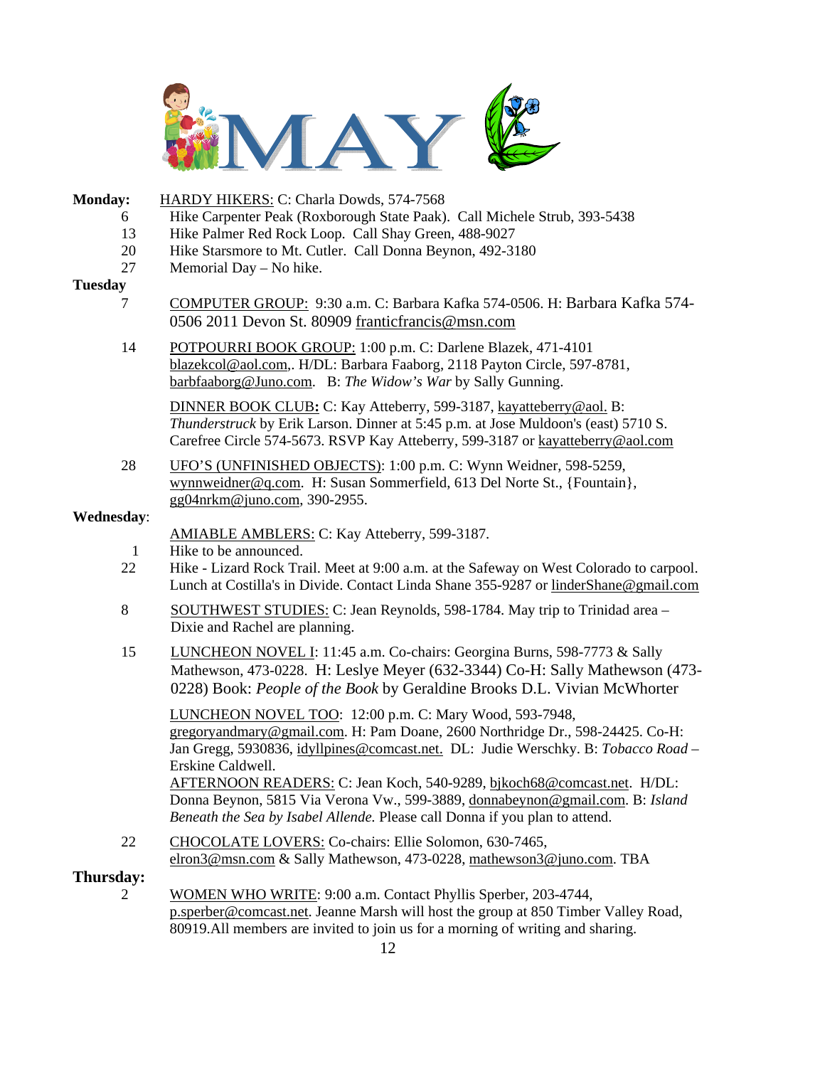# MAY

**Monday:** HARDY HIKERS: C: Charla Dowds, 574-7568

- 6 Hike Carpenter Peak (Roxborough State Paak). Call Michele Strub, 393-5438
- 13 Hike Palmer Red Rock Loop. Call Shay Green, 488-9027
- 20 Hike Starsmore to Mt. Cutler. Call Donna Beynon, 492-3180
- 27 Memorial Day – No hike.

**Tuesday**

7 COMPUTER GROUP: 9:30 a.m. C: Barbara Kafka 574-0506. H: Barbara Kafka 574-0506 2011 Devon St. 80909 franticfrancis@msn.com

14 POTPOURRI BOOK GROUP: 1:00 p.m. C: Darlene Blazek, 471-4101 blazekcol@aol.com,. H/DL: Barbara Faaborg, 2118 Payton Circle, 597-8781, barbfaaborg@Juno.com. B: *The Widow's War* by Sally Gunning.

DINNER BOOK CLUB**:** C: Kay Atteberry, 599-3187, kayatteberry@aol. B: *Thunderstruck* by Erik Larson. Dinner at 5:45 p.m. at Jose Muldoon's (east) 5710 S. Carefree Circle 574-5673. RSVP Kay Atteberry, 599-3187 or kayatteberry@aol.com

28 UFO'S (UNFINISHED OBJECTS): 1:00 p.m. C: Wynn Weidner, 598-5259, wynnweidner@q.com. H: Susan Sommerfield, 613 Del Norte St., {Fountain}, gg04nrkm@juno.com, 390-2955.

**Wednesday**:

AMIABLE AMBLERS: C: Kay Atteberry, 599-3187.

- 1 Hike to be announced.
- 22 Hike - Lizard Rock Trail. Meet at 9:00 a.m. at the Safeway on West Colorado to carpool. Lunch at Costilla's in Divide. Contact Linda Shane 355-9287 or linderShane@gmail.com

8 SOUTHWEST STUDIES: C: Jean Reynolds, 598-1784. May trip to Trinidad area – Dixie and Rachel are planning.

15 LUNCHEON NOVEL I: 11:45 a.m. Co-chairs: Georgina Burns, 598-7773 & Sally Mathewson, 473-0228. H: Leslye Meyer (632-3344) Co-H: Sally Mathewson (473-0228) Book: *People of the Book* by Geraldine Brooks D.L. Vivian McWhorter

LUNCHEON NOVEL TOO: 12:00 p.m. C: Mary Wood, 593-7948, gregoryandmary@gmail.com. H: Pam Doane, 2600 Northridge Dr., 598-24425. Co-H: Jan Gregg, 5930836, idyllpines@comcast.net. DL: Judie Werschky. B: *Tobacco Road* – Erskine Caldwell.

AFTERNOON READERS: C: Jean Koch, 540-9289, bjkoch68@comcast.net. H/DL: Donna Beynon, 5815 Via Verona Vw., 599-3889, donnabeynon@gmail.com. B: *Island Beneath the Sea by Isabel Allende.* Please call Donna if you plan to attend.

22 CHOCOLATE LOVERS: Co-chairs: Ellie Solomon, 630-7465, elron3@msn.com & Sally Mathewson, 473-0228, mathewson3@juno.com. TBA

**Thursday:**

2 WOMEN WHO WRITE: 9:00 a.m. Contact Phyllis Sperber, 203-4744, p.sperber@comcast.net. Jeanne Marsh will host the group at 850 Timber Valley Road, 80919.All members are invited to join us for a morning of writing and sharing.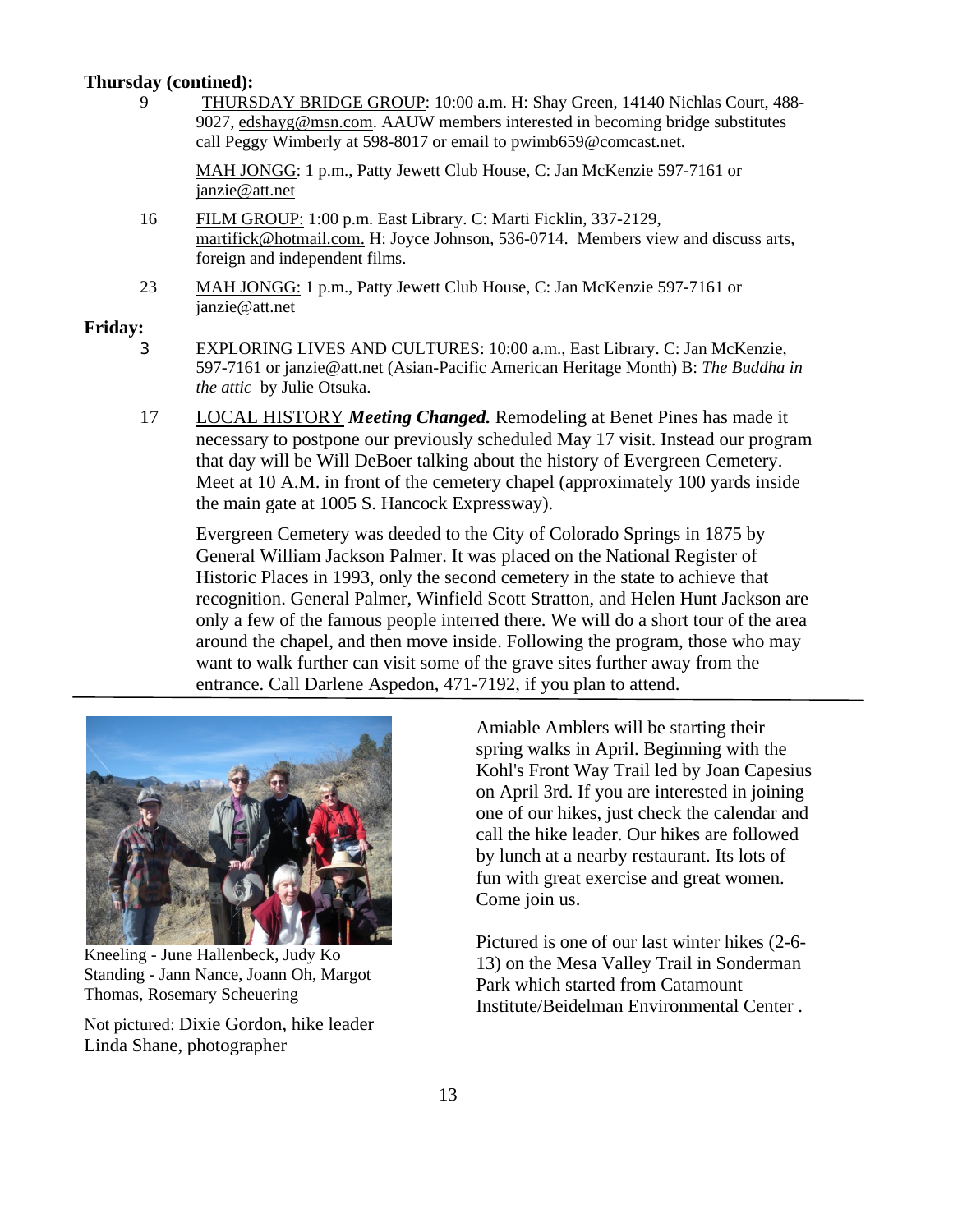**Thursday (contined):**

9 THURSDAY BRIDGE GROUP: 10:00 a.m. H: Shay Green, 14140 Nichlas Court, 488-9027, edshayg@msn.com. AAUW members interested in becoming bridge substitutes call Peggy Wimberly at 598-8017 or email to pwimb659@comcast.net.

MAH JONGG: 1 p.m., Patty Jewett Club House, C: Jan McKenzie 597-7161 or janzie@att.net

16 FILM GROUP: 1:00 p.m. East Library. C: Marti Ficklin, 337-2129, martifick@hotmail.com. H: Joyce Johnson, 536-0714. Members view and discuss arts, foreign and independent films.

23 MAH JONGG: 1 p.m., Patty Jewett Club House, C: Jan McKenzie 597-7161 or janzie@att.net

**Friday:**

3 EXPLORING LIVES AND CULTURES: 10:00 a.m., East Library. C: Jan McKenzie, 597-7161 or janzie@att.net (Asian-Pacific American Heritage Month) B: *The Buddha in the attic* by Julie Otsuka.

17 LOCAL HISTORY ***Meeting Changed.*** Remodeling at Benet Pines has made it necessary to postpone our previously scheduled May 17 visit. Instead our program that day will be Will DeBoer talking about the history of Evergreen Cemetery. Meet at 10 A.M. in front of the cemetery chapel (approximately 100 yards inside the main gate at 1005 S. Hancock Expressway).

Evergreen Cemetery was deeded to the City of Colorado Springs in 1875 by General William Jackson Palmer. It was placed on the National Register of Historic Places in 1993, only the second cemetery in the state to achieve that recognition. General Palmer, Winfield Scott Stratton, and Helen Hunt Jackson are only a few of the famous people interred there. We will do a short tour of the area around the chapel, and then move inside. Following the program, those who may want to walk further can visit some of the grave sites further away from the entrance. Call Darlene Aspedon, 471-7192, if you plan to attend.

---

Kneeling - June Hallenbeck, Judy Ko
Standing - Jann Nance, Joann Oh, Margot Thomas, Rosemary Scheuering

Not pictured: Dixie Gordon, hike leader
Linda Shane, photographer

Amiable Amblers will be starting their spring walks in April. Beginning with the Kohl's Front Way Trail led by Joan Capesius on April 3rd. If you are interested in joining one of our hikes, just check the calendar and call the hike leader. Our hikes are followed by lunch at a nearby restaurant. Its lots of fun with great exercise and great women. Come join us.

Pictured is one of our last winter hikes (2-6-13) on the Mesa Valley Trail in Sonderman Park which started from Catamount Institute/Beidelman Environmental Center .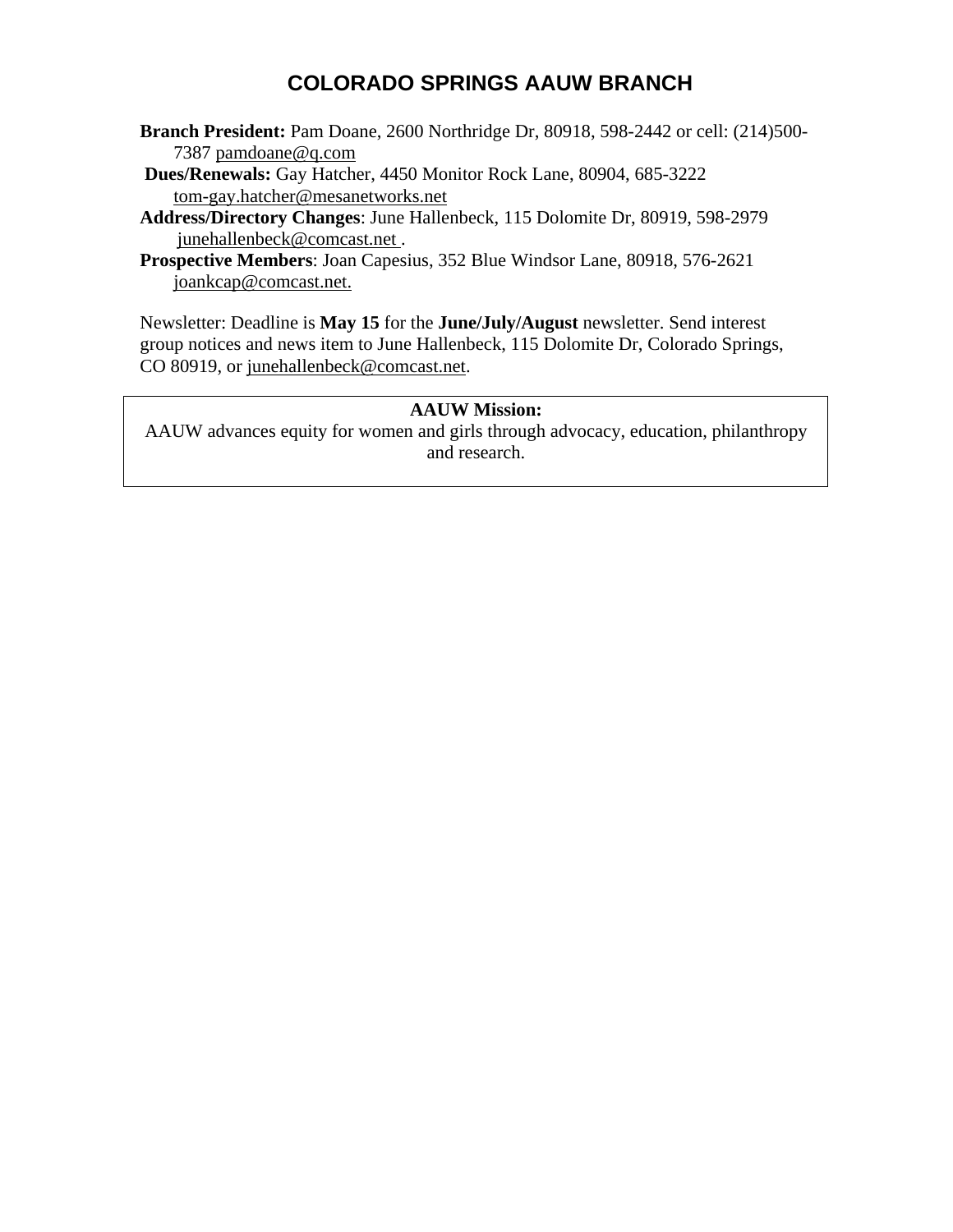# COLORADO SPRINGS AAUW BRANCH

**Branch President:** Pam Doane, 2600 Northridge Dr, 80918, 598-2442 or cell: (214)500-7387 pamdoane@q.com
**Dues/Renewals:** Gay Hatcher, 4450 Monitor Rock Lane, 80904, 685-3222 tom-gay.hatcher@mesanetworks.net
**Address/Directory Changes**: June Hallenbeck, 115 Dolomite Dr, 80919, 598-2979 junehallenbeck@comcast.net .
**Prospective Members**: Joan Capesius, 352 Blue Windsor Lane, 80918, 576-2621 joankcap@comcast.net.

Newsletter: Deadline is **May 15** for the **June/July/August** newsletter. Send interest group notices and news item to June Hallenbeck, 115 Dolomite Dr, Colorado Springs, CO 80919, or junehallenbeck@comcast.net.

**AAUW Mission:**
AAUW advances equity for women and girls through advocacy, education, philanthropy and research.